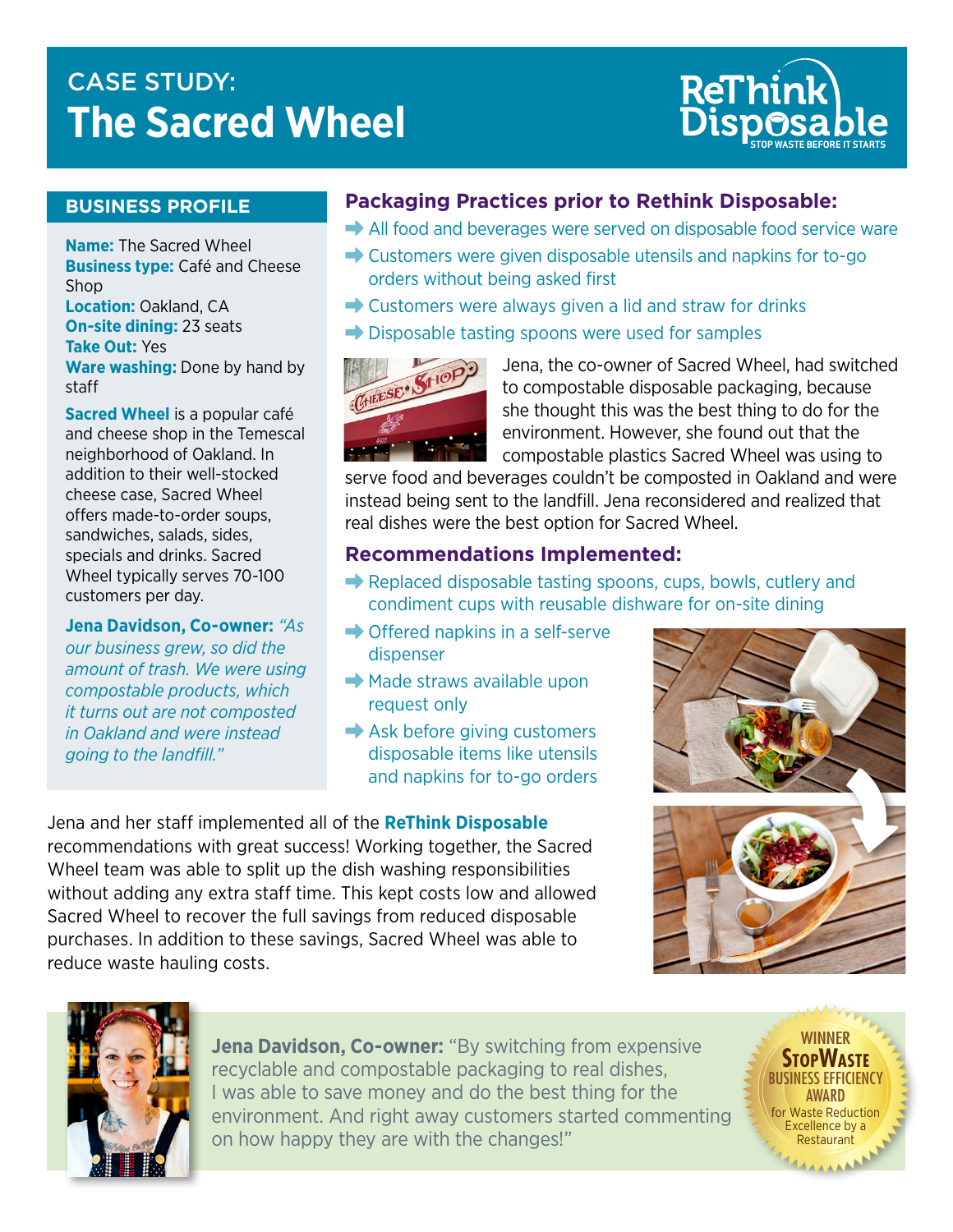# CASE STUDY: The Sacred Wheel

ReThink Disposable
STOP WASTE BEFORE IT STARTS

## BUSINESS PROFILE

**Name:** The Sacred Wheel
**Business type:** Café and Cheese Shop
**Location:** Oakland, CA
**On-site dining:** 23 seats
**Take Out:** Yes
**Ware washing:** Done by hand by staff

**Sacred Wheel** is a popular café and cheese shop in the Temescal neighborhood of Oakland. In addition to their well-stocked cheese case, Sacred Wheel offers made-to-order soups, sandwiches, salads, sides, specials and drinks. Sacred Wheel typically serves 70-100 customers per day.

**Jena Davidson, Co-owner:** *"As our business grew, so did the amount of trash. We were using compostable products, which it turns out are not composted in Oakland and were instead going to the landfill."*

## Packaging Practices prior to Rethink Disposable:

- All food and beverages were served on disposable food service ware
- Customers were given disposable utensils and napkins for to-go orders without being asked first
- Customers were always given a lid and straw for drinks
- Disposable tasting spoons were used for samples

Jena, the co-owner of Sacred Wheel, had switched to compostable disposable packaging, because she thought this was the best thing to do for the environment. However, she found out that the compostable plastics Sacred Wheel was using to serve food and beverages couldn't be composted in Oakland and were instead being sent to the landfill. Jena reconsidered and realized that real dishes were the best option for Sacred Wheel.

## Recommendations Implemented:

- Replaced disposable tasting spoons, cups, bowls, cutlery and condiment cups with reusable dishware for on-site dining
- Offered napkins in a self-serve dispenser
- Made straws available upon request only
- Ask before giving customers disposable items like utensils and napkins for to-go orders

Jena and her staff implemented all of the **ReThink Disposable** recommendations with great success! Working together, the Sacred Wheel team was able to split up the dish washing responsibilities without adding any extra staff time. This kept costs low and allowed Sacred Wheel to recover the full savings from reduced disposable purchases. In addition to these savings, Sacred Wheel was able to reduce waste hauling costs.

**Jena Davidson, Co-owner:** "By switching from expensive recyclable and compostable packaging to real dishes, I was able to save money and do the best thing for the environment. And right away customers started commenting on how happy they are with the changes!"

WINNER
StopWaste Business Efficiency Award
for Waste Reduction Excellence by a Restaurant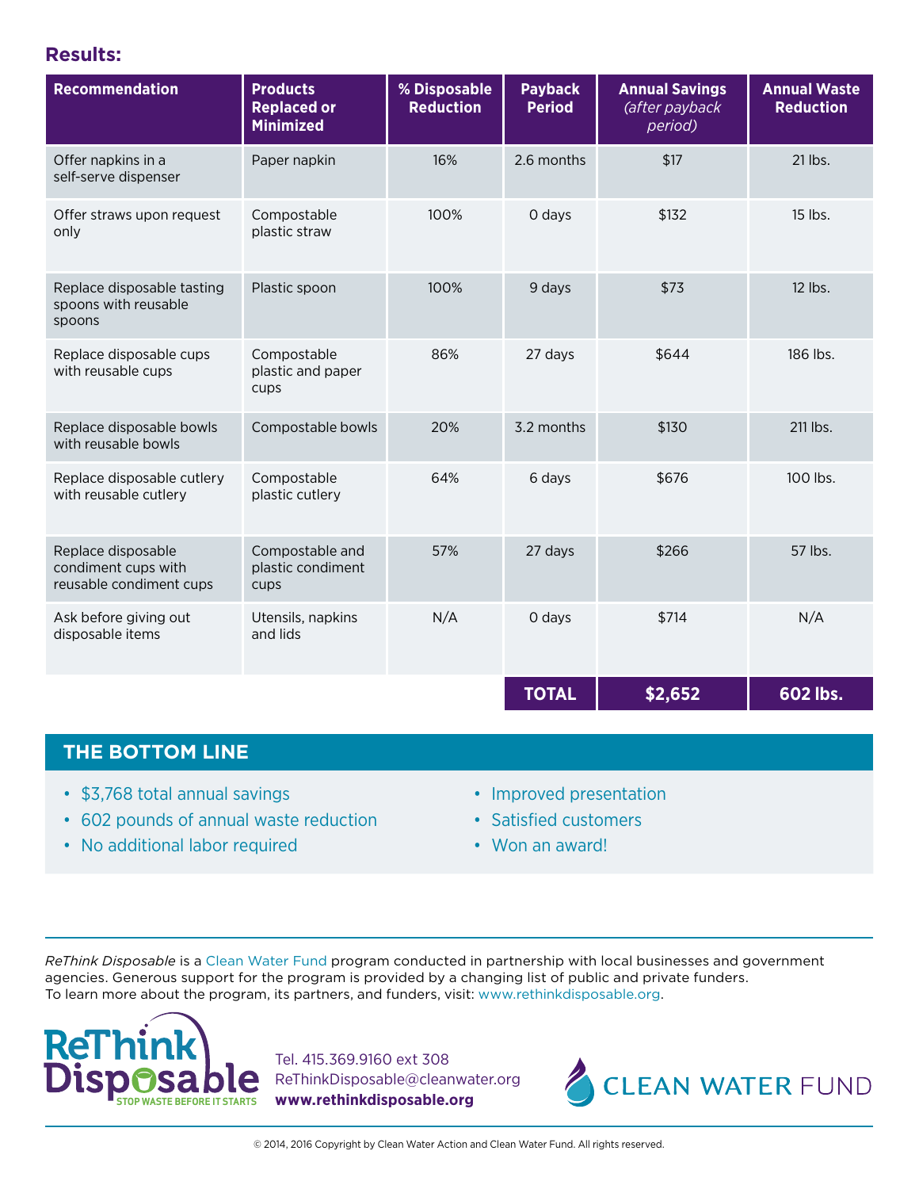## Results:

| Recommendation | Products Replaced or Minimized | % Disposable Reduction | Payback Period | Annual Savings *(after payback period)* | Annual Waste Reduction |
|---|---|---|---|---|---|
| Offer napkins in a self-serve dispenser | Paper napkin | 16% | 2.6 months | $17 | 21 lbs. |
| Offer straws upon request only | Compostable plastic straw | 100% | 0 days | $132 | 15 lbs. |
| Replace disposable tasting spoons with reusable spoons | Plastic spoon | 100% | 9 days | $73 | 12 lbs. |
| Replace disposable cups with reusable cups | Compostable plastic and paper cups | 86% | 27 days | $644 | 186 lbs. |
| Replace disposable bowls with reusable bowls | Compostable bowls | 20% | 3.2 months | $130 | 211 lbs. |
| Replace disposable cutlery with reusable cutlery | Compostable plastic cutlery | 64% | 6 days | $676 | 100 lbs. |
| Replace disposable condiment cups with reusable condiment cups | Compostable and plastic condiment cups | 57% | 27 days | $266 | 57 lbs. |
| Ask before giving out disposable items | Utensils, napkins and lids | N/A | 0 days | $714 | N/A |
| | | | **TOTAL** | **$2,652** | **602 lbs.** |

## THE BOTTOM LINE

- $3,768 total annual savings
- 602 pounds of annual waste reduction
- No additional labor required
- Improved presentation
- Satisfied customers
- Won an award!

*ReThink Disposable* is a Clean Water Fund program conducted in partnership with local businesses and government agencies. Generous support for the program is provided by a changing list of public and private funders. To learn more about the program, its partners, and funders, visit: www.rethinkdisposable.org.

ReThink Disposable — STOP WASTE BEFORE IT STARTS

Tel. 415.369.9160 ext 308
ReThinkDisposable@cleanwater.org
**www.rethinkdisposable.org**

CLEAN WATER FUND

© 2014, 2016 Copyright by Clean Water Action and Clean Water Fund. All rights reserved.